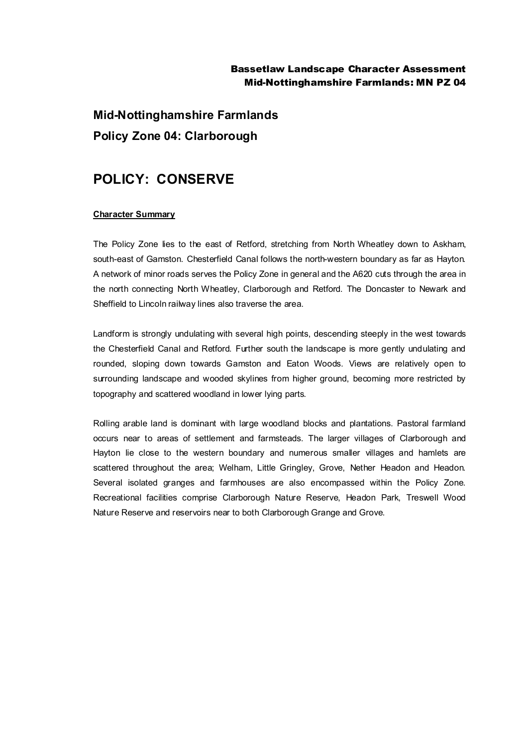## Mid-Nottinghamshire Farmlands

## Policy Zone 04: Clarborough

# POLICY: CONSERVE

**Character Summary**

The Policy Zone lies to the east of Retford, stretching from North Wheatley down to Askham, south-east of Gamston. Chesterfield Canal follows the north-western boundary as far as Hayton. A network of minor roads serves the Policy Zone in general and the A620 cuts through the area in the north connecting North Wheatley, Clarborough and Retford. The Doncaster to Newark and Sheffield to Lincoln railway lines also traverse the area.

Landform is strongly undulating with several high points, descending steeply in the west towards the Chesterfield Canal and Retford. Further south the landscape is more gently undulating and rounded, sloping down towards Gamston and Eaton Woods. Views are relatively open to surrounding landscape and wooded skylines from higher ground, becoming more restricted by topography and scattered woodland in lower lying parts.

Rolling arable land is dominant with large woodland blocks and plantations. Pastoral farmland occurs near to areas of settlement and farmsteads. The larger villages of Clarborough and Hayton lie close to the western boundary and numerous smaller villages and hamlets are scattered throughout the area; Welham, Little Gringley, Grove, Nether Headon and Headon. Several isolated granges and farmhouses are also encompassed within the Policy Zone. Recreational facilities comprise Clarborough Nature Reserve, Headon Park, Treswell Wood Nature Reserve and reservoirs near to both Clarborough Grange and Grove.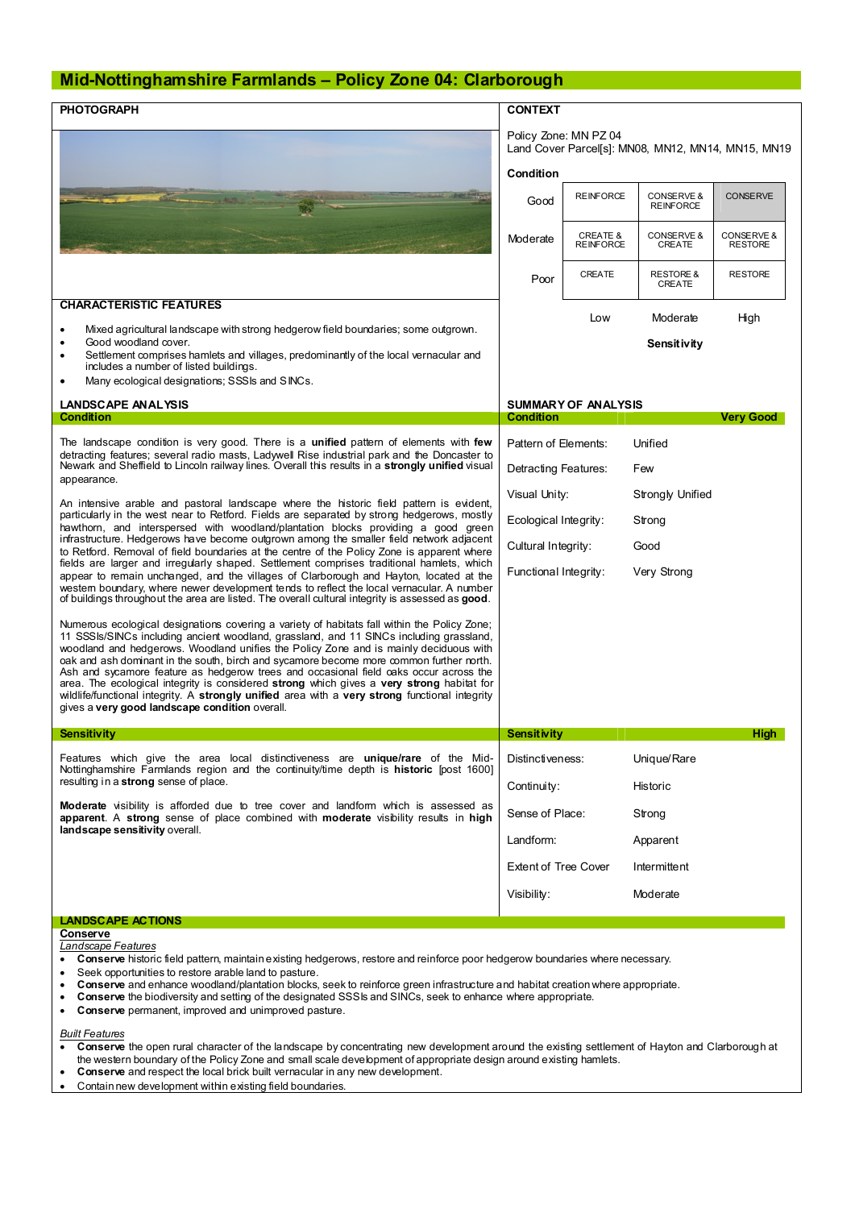# Mid-Nottinghamshire Farmlands – Policy Zone 04: Clarborough

## PHOTOGRAPH

## CONTEXT

Policy Zone: MN PZ 04
Land Cover Parcel[s]: MN08, MN12, MN14, MN15, MN19

**Condition**

| | | | |
|---|---|---|---|
| Good | REINFORCE | CONSERVE & REINFORCE | CONSERVE |
| Moderate | CREATE & REINFORCE | CONSERVE & CREATE | CONSERVE & RESTORE |
| Poor | CREATE | RESTORE & CREATE | RESTORE |
| | Low | Moderate | High |

**Sensitivity**

## CHARACTERISTIC FEATURES

- Mixed agricultural landscape with strong hedgerow field boundaries; some outgrown.
- Good woodland cover.
- Settlement comprises hamlets and villages, predominantly of the local vernacular and includes a number of listed buildings.
- Many ecological designations; SSSIs and SINCs.

## LANDSCAPE ANALYSIS

### Condition

The landscape condition is very good. There is a **unified** pattern of elements with **few** detracting features; several radio masts, Ladywell Rise industrial park and the Doncaster to Newark and Sheffield to Lincoln railway lines. Overall this results in a **strongly unified** visual appearance.

An intensive arable and pastoral landscape where the historic field pattern is evident, particularly in the west near to Retford. Fields are separated by strong hedgerows, mostly hawthorn, and interspersed with woodland/plantation blocks providing a good green infrastructure. Hedgerows have become outgrown among the smaller field network adjacent to Retford. Removal of field boundaries at the centre of the Policy Zone is apparent where fields are larger and irregularly shaped. Settlement comprises traditional hamlets, which appear to remain unchanged, and the villages of Clarborough and Hayton, located at the western boundary, where newer development tends to reflect the local vernacular. A number of buildings throughout the area are listed. The overall cultural integrity is assessed as **good**.

Numerous ecological designations covering a variety of habitats fall within the Policy Zone; 11 SSSIs/SINCs including ancient woodland, grassland, and 11 SINCs including grassland, woodland and hedgerows. Woodland unifies the Policy Zone and is mainly deciduous with oak and ash dominant in the south, birch and sycamore become more common further north. Ash and sycamore feature as hedgerow trees and occasional field oaks occur across the area. The ecological integrity is considered **strong** which gives a **very strong** habitat for wildlife/functional integrity. A **strongly unified** area with a **very strong** functional integrity gives a **very good landscape condition** overall.

## SUMMARY OF ANALYSIS

**Condition** — **Very Good**

| | |
|---|---|
| Pattern of Elements: | Unified |
| Detracting Features: | Few |
| Visual Unity: | Strongly Unified |
| Ecological Integrity: | Strong |
| Cultural Integrity: | Good |
| Functional Integrity: | Very Strong |

### Sensitivity

Features which give the area local distinctiveness are **unique/rare** of the Mid-Nottinghamshire Farmlands region and the continuity/time depth is **historic** [post 1600] resulting in a **strong** sense of place.

**Moderate** visibility is afforded due to tree cover and landform which is assessed as **apparent**. A **strong** sense of place combined with **moderate** visibility results in **high landscape sensitivity** overall.

**Sensitivity** — **High**

| | |
|---|---|
| Distinctiveness: | Unique/Rare |
| Continuity: | Historic |
| Sense of Place: | Strong |
| Landform: | Apparent |
| Extent of Tree Cover | Intermittent |
| Visibility: | Moderate |

## LANDSCAPE ACTIONS

**Conserve**

*Landscape Features*

- **Conserve** historic field pattern, maintain existing hedgerows, restore and reinforce poor hedgerow boundaries where necessary.
- Seek opportunities to restore arable land to pasture.
- **Conserve** and enhance woodland/plantation blocks, seek to reinforce green infrastructure and habitat creation where appropriate.
- **Conserve** the biodiversity and setting of the designated SSSIs and SINCs, seek to enhance where appropriate.
- **Conserve** permanent, improved and unimproved pasture.

*Built Features*

- **Conserve** the open rural character of the landscape by concentrating new development around the existing settlement of Hayton and Clarborough at the western boundary of the Policy Zone and small scale development of appropriate design around existing hamlets.
- **Conserve** and respect the local brick built vernacular in any new development.
- Contain new development within existing field boundaries.